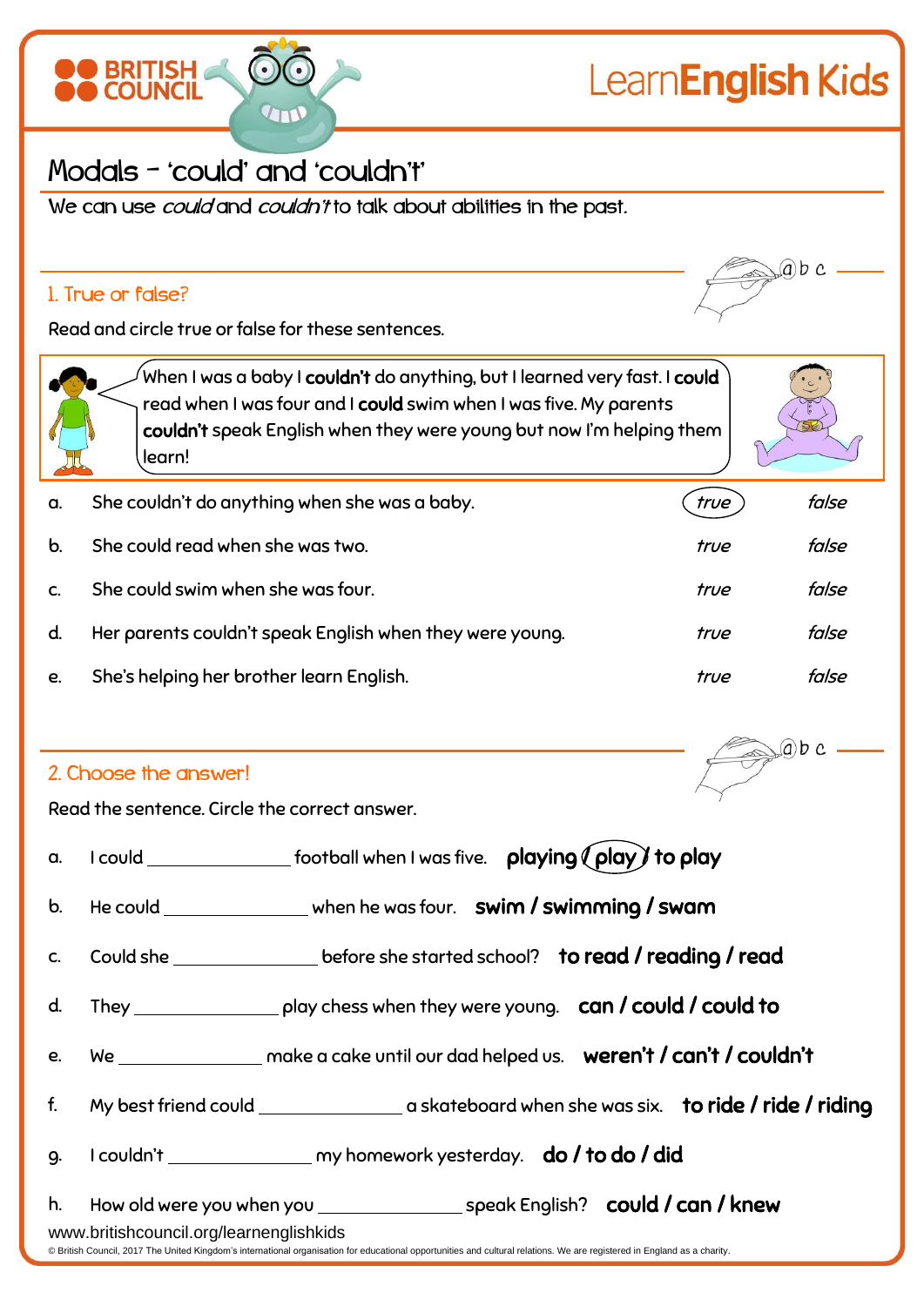BRITISH COUNCIL

LearnEnglish Kids

# Modals – 'could' and 'couldn't'

We can use *could* and *couldn't* to talk about abilities in the past.

## 1. True or false?

Read and circle true or false for these sentences.

When I was a baby I **couldn't** do anything, but I learned very fast. I **could** read when I was four and I **could** swim when I was five. My parents **couldn't** speak English when they were young but now I'm helping them learn!

| | | | |
|---|---|---|---|
| a. | She couldn't do anything when she was a baby. | *(true)* | *false* |
| b. | She could read when she was two. | *true* | *false* |
| c. | She could swim when she was four. | *true* | *false* |
| d. | Her parents couldn't speak English when they were young. | *true* | *false* |
| e. | She's helping her brother learn English. | *true* | *false* |

## 2. Choose the answer!

Read the sentence. Circle the correct answer.

a. I could ______________ football when I was five. **playing / (play) / to play**

b. He could ______________ when he was four. **swim / swimming / swam**

c. Could she ______________ before she started school? **to read / reading / read**

d. They ______________ play chess when they were young. **can / could / could to**

e. We ______________ make a cake until our dad helped us. **weren't / can't / couldn't**

f. My best friend could ______________ a skateboard when she was six. **to ride / ride / riding**

g. I couldn't ______________ my homework yesterday. **do / to do / did**

h. How old were you when you ______________ speak English? **could / can / knew**

www.britishcouncil.org/learnenglishkids

© British Council, 2017 The United Kingdom's international organisation for educational opportunities and cultural relations. We are registered in England as a charity.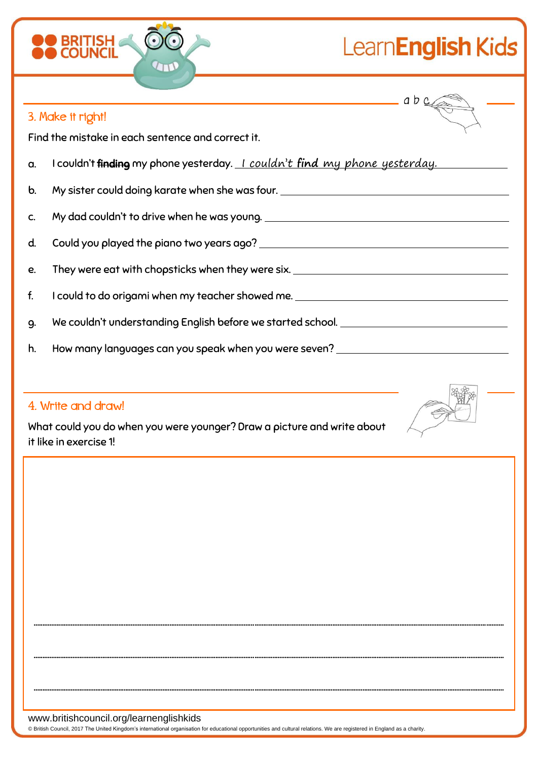## 3. Make it right!

Find the mistake in each sentence and correct it.

a. I couldn't ~~finding~~ my phone yesterday. *I couldn't **find** my phone yesterday.*

b. My sister could doing karate when she was four. ______________________

c. My dad couldn't to drive when he was young. ______________________

d. Could you played the piano two years ago? ______________________

e. They were eat with chopsticks when they were six. ______________________

f. I could to do origami when my teacher showed me. ______________________

g. We couldn't understanding English before we started school. ______________________

h. How many languages can you speak when you were seven? ______________________

## 4. Write and draw!

What could you do when you were younger? Draw a picture and write about it like in exercise 1!

..............................................................................................................................

..............................................................................................................................

..............................................................................................................................